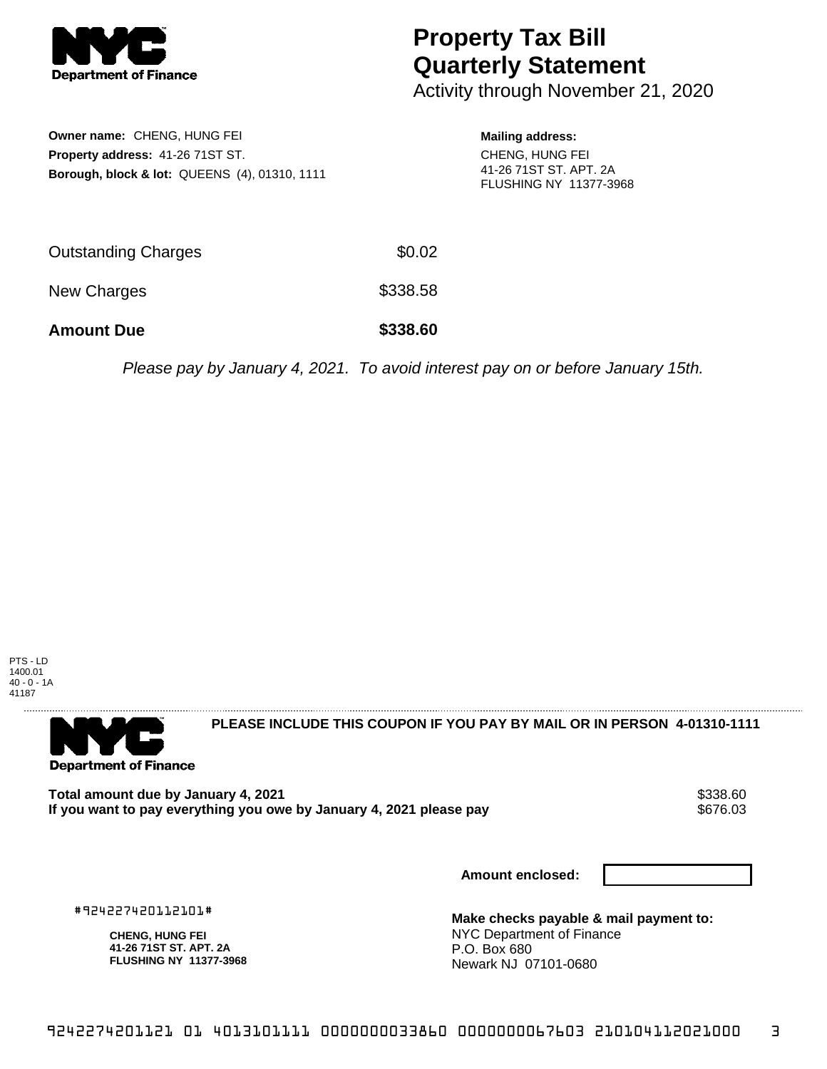# Property Tax Bill Quarterly Statement

Activity through November 21, 2020

**Owner name:** CHENG, HUNG FEI
**Property address:** 41-26 71ST ST.
**Borough, block & lot:** QUEENS (4), 01310, 1111

**Mailing address:**
CHENG, HUNG FEI
41-26 71ST ST. APT. 2A
FLUSHING NY 11377-3968

| | |
|---|---|
| Outstanding Charges | $0.02 |
| New Charges | $338.58 |
| **Amount Due** | **$338.60** |

*Please pay by January 4, 2021. To avoid interest pay on or before January 15th.*

PTS - LD
1400.01
40 - 0 - 1A
41187

**PLEASE INCLUDE THIS COUPON IF YOU PAY BY MAIL OR IN PERSON 4-01310-1111**

| | |
|---|---|
| **Total amount due by January 4, 2021** | $338.60 |
| **If you want to pay everything you owe by January 4, 2021 please pay** | $676.03 |

**Amount enclosed:**

#924227420112101#

**CHENG, HUNG FEI**
**41-26 71ST ST. APT. 2A**
**FLUSHING NY 11377-3968**

**Make checks payable & mail payment to:**
NYC Department of Finance
P.O. Box 680
Newark NJ 07101-0680

9242274201121 01 4013101111 0000000033860 0000000067603 210104112021000 3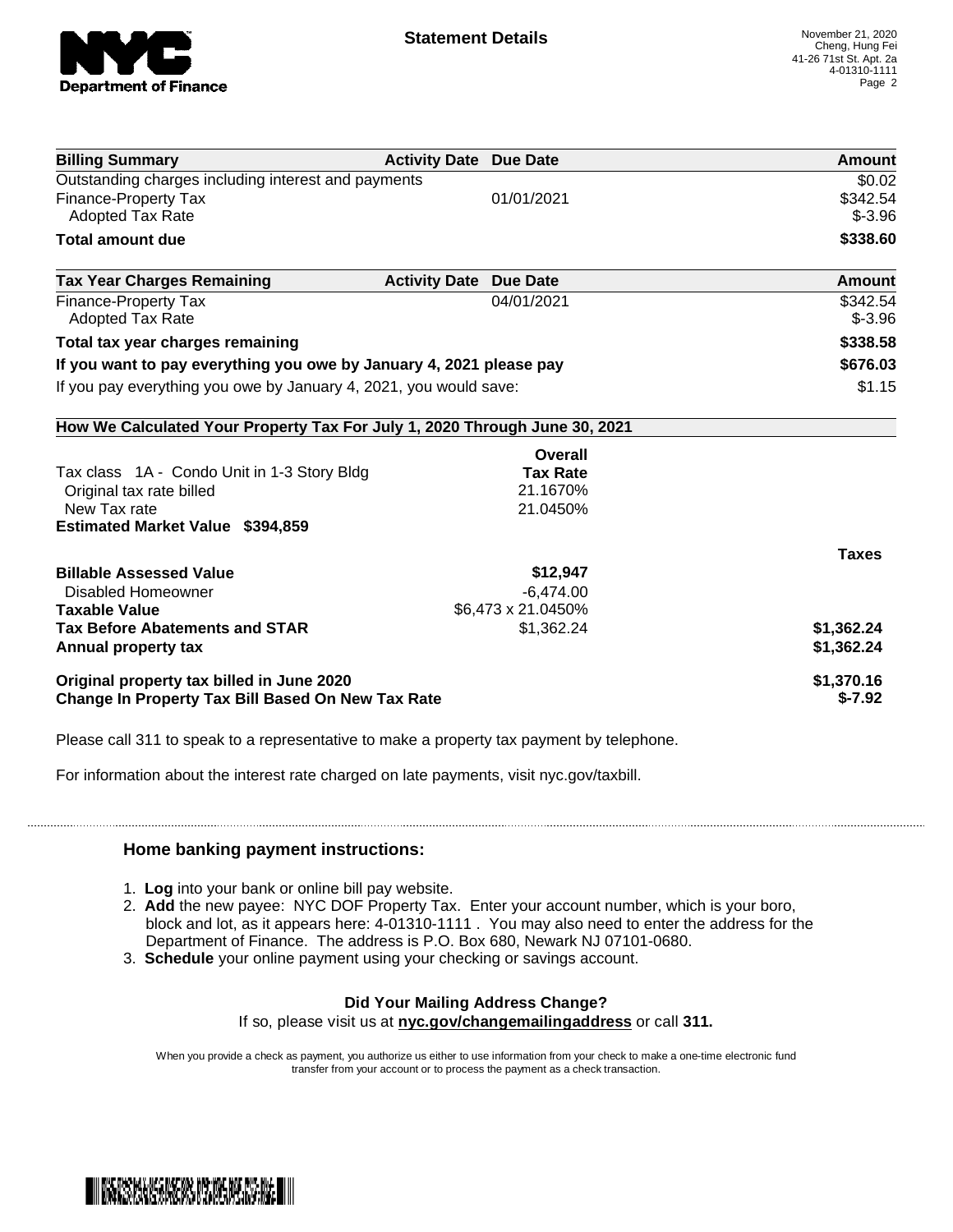**NYC Department of Finance**

## Statement Details

November 21, 2020
Cheng, Hung Fei
41-26 71st St. Apt. 2a
4-01310-1111

| Billing Summary | Activity Date | Due Date | Amount |
|---|---|---|---|
| Outstanding charges including interest and payments | | | $0.02 |
| Finance-Property Tax | | 01/01/2021 | $342.54 |
| Adopted Tax Rate | | | $-3.96 |
| **Total amount due** | | | **$338.60** |

| Tax Year Charges Remaining | Activity Date | Due Date | Amount |
|---|---|---|---|
| Finance-Property Tax | | 04/01/2021 | $342.54 |
| Adopted Tax Rate | | | $-3.96 |
| **Total tax year charges remaining** | | | **$338.58** |
| **If you want to pay everything you owe by January 4, 2021 please pay** | | | **$676.03** |
| If you pay everything you owe by January 4, 2021, you would save: | | | $1.15 |

### How We Calculated Your Property Tax For July 1, 2020 Through June 30, 2021

| | Overall Tax Rate | Taxes |
|---|---|---|
| Tax class 1A - Condo Unit in 1-3 Story Bldg | | |
| Original tax rate billed | 21.1670% | |
| New Tax rate | 21.0450% | |
| **Estimated Market Value $394,859** | | |
| **Billable Assessed Value** | **$12,947** | |
| Disabled Homeowner | -6,474.00 | |
| **Taxable Value** | $6,473 x 21.0450% | |
| **Tax Before Abatements and STAR** | $1,362.24 | **$1,362.24** |
| **Annual property tax** | | **$1,362.24** |
| **Original property tax billed in June 2020** | | **$1,370.16** |
| **Change In Property Tax Bill Based On New Tax Rate** | | **$-7.92** |

Please call 311 to speak to a representative to make a property tax payment by telephone.

For information about the interest rate charged on late payments, visit nyc.gov/taxbill.

### Home banking payment instructions:

1. **Log** into your bank or online bill pay website.
2. **Add** the new payee: NYC DOF Property Tax. Enter your account number, which is your boro, block and lot, as it appears here: 4-01310-1111 . You may also need to enter the address for the Department of Finance. The address is P.O. Box 680, Newark NJ 07101-0680.
3. **Schedule** your online payment using your checking or savings account.

**Did Your Mailing Address Change?**

If so, please visit us at **nyc.gov/changemailingaddress** or call **311.**

When you provide a check as payment, you authorize us either to use information from your check to make a one-time electronic fund transfer from your account or to process the payment as a check transaction.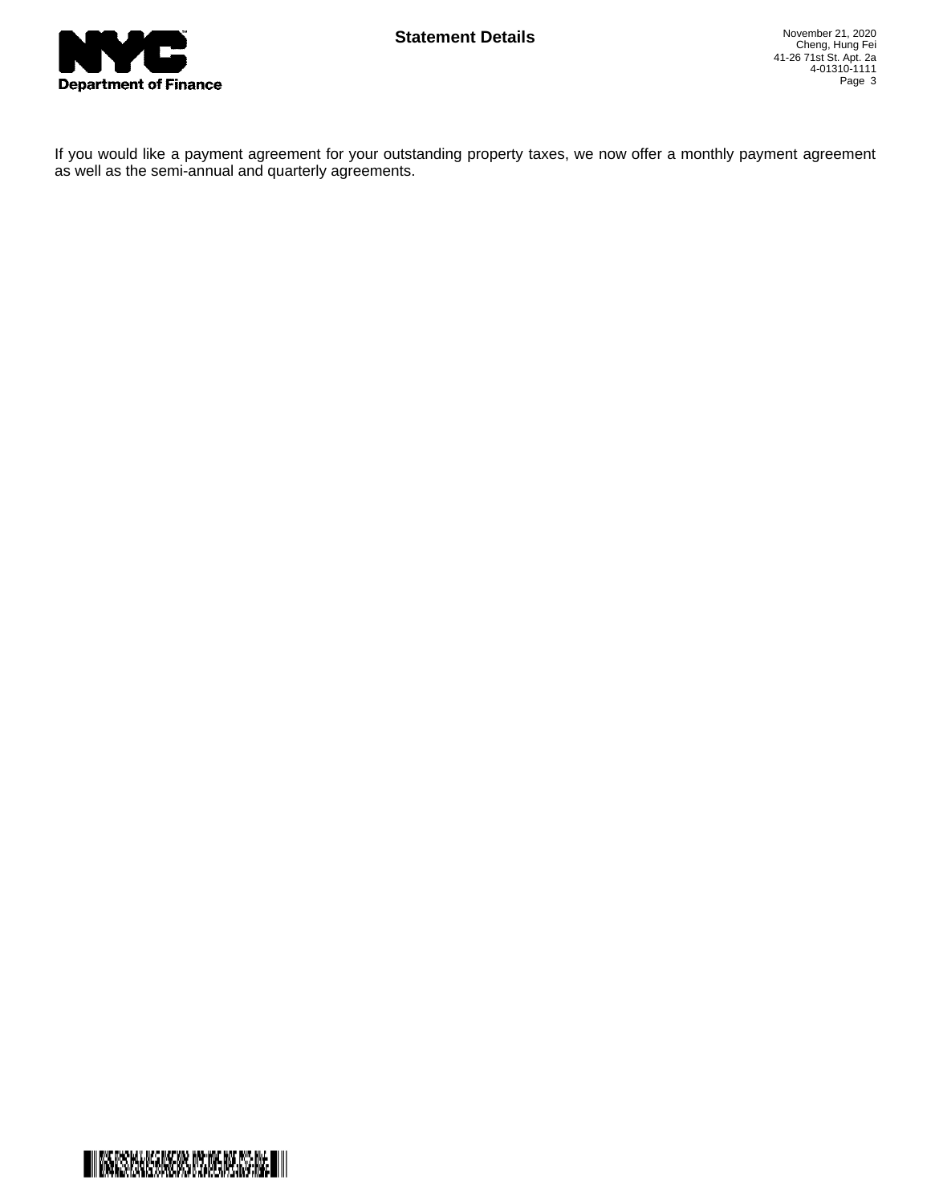If you would like a payment agreement for your outstanding property taxes, we now offer a monthly payment agreement as well as the semi-annual and quarterly agreements.